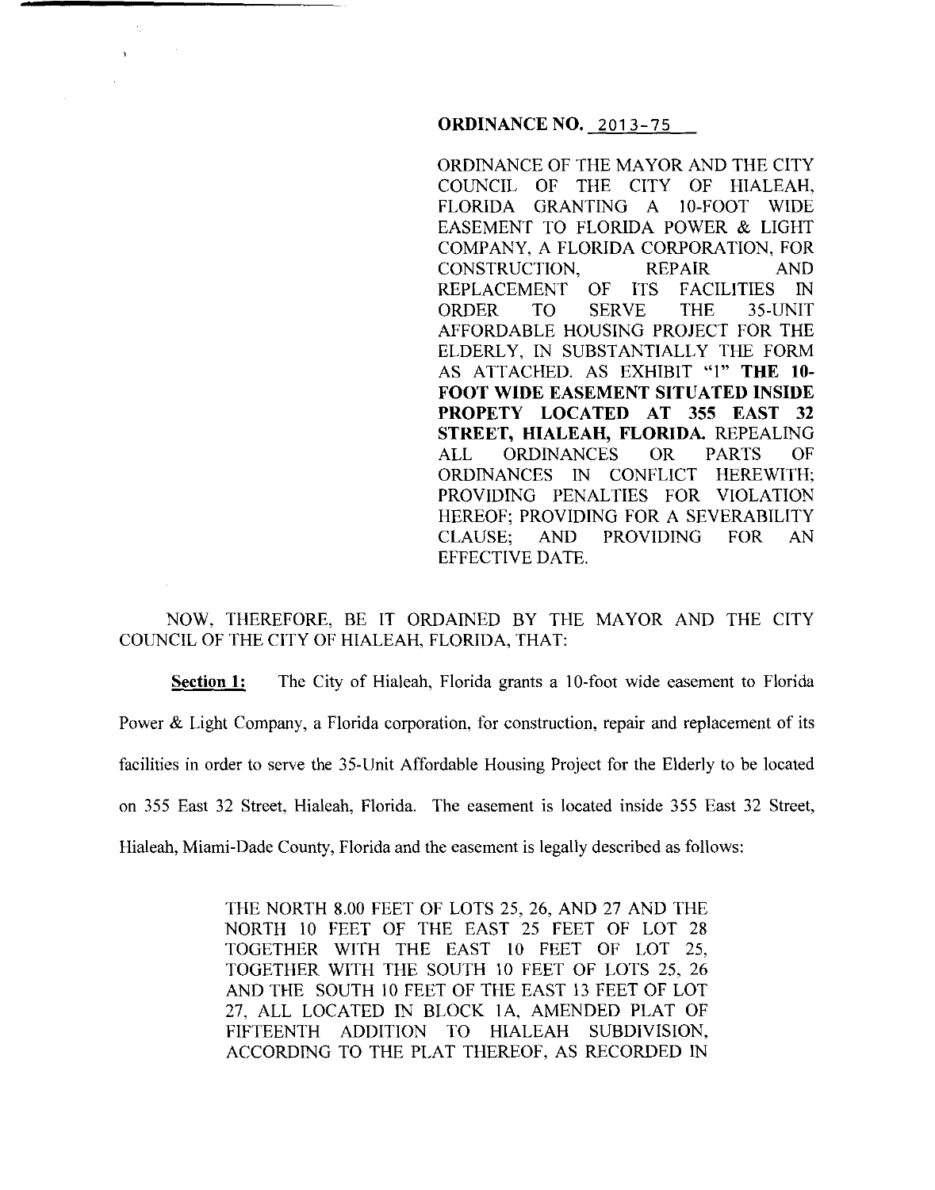**ORDINANCE NO. 2013-75**

ORDINANCE OF THE MAYOR AND THE CITY COUNCIL OF THE CITY OF HIALEAH, FLORIDA GRANTING A 10-FOOT WIDE EASEMENT TO FLORIDA POWER & LIGHT COMPANY, A FLORIDA CORPORATION, FOR CONSTRUCTION, REPAIR AND REPLACEMENT OF ITS FACILITIES IN ORDER TO SERVE THE 35-UNIT AFFORDABLE HOUSING PROJECT FOR THE ELDERLY, IN SUBSTANTIALLY THE FORM AS ATTACHED. AS EXHIBIT "1" **THE 10-FOOT WIDE EASEMENT SITUATED INSIDE PROPETY LOCATED AT 355 EAST 32 STREET, HIALEAH, FLORIDA.** REPEALING ALL ORDINANCES OR PARTS OF ORDINANCES IN CONFLICT HEREWITH; PROVIDING PENALTIES FOR VIOLATION HEREOF; PROVIDING FOR A SEVERABILITY CLAUSE; AND PROVIDING FOR AN EFFECTIVE DATE.

NOW, THEREFORE, BE IT ORDAINED BY THE MAYOR AND THE CITY COUNCIL OF THE CITY OF HIALEAH, FLORIDA, THAT:

**Section 1:** The City of Hialeah, Florida grants a 10-foot wide easement to Florida Power & Light Company, a Florida corporation, for construction, repair and replacement of its facilities in order to serve the 35-Unit Affordable Housing Project for the Elderly to be located on 355 East 32 Street, Hialeah, Florida. The easement is located inside 355 East 32 Street, Hialeah, Miami-Dade County, Florida and the easement is legally described as follows:

> THE NORTH 8.00 FEET OF LOTS 25, 26, AND 27 AND THE NORTH 10 FEET OF THE EAST 25 FEET OF LOT 28 TOGETHER WITH THE EAST 10 FEET OF LOT 25, TOGETHER WITH THE SOUTH 10 FEET OF LOTS 25, 26 AND THE SOUTH 10 FEET OF THE EAST 13 FEET OF LOT 27, ALL LOCATED IN BLOCK 1A, AMENDED PLAT OF FIFTEENTH ADDITION TO HIALEAH SUBDIVISION, ACCORDING TO THE PLAT THEREOF, AS RECORDED IN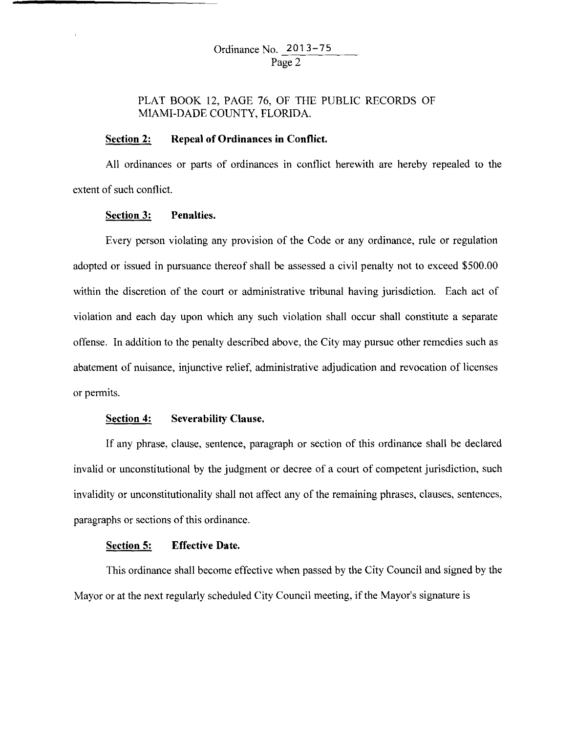PLAT BOOK 12, PAGE 76, OF THE PUBLIC RECORDS OF MIAMI-DADE COUNTY, FLORIDA.

**Section 2: Repeal of Ordinances in Conflict.**

All ordinances or parts of ordinances in conflict herewith are hereby repealed to the extent of such conflict.

**Section 3: Penalties.**

Every person violating any provision of the Code or any ordinance, rule or regulation adopted or issued in pursuance thereof shall be assessed a civil penalty not to exceed $500.00 within the discretion of the court or administrative tribunal having jurisdiction. Each act of violation and each day upon which any such violation shall occur shall constitute a separate offense. In addition to the penalty described above, the City may pursue other remedies such as abatement of nuisance, injunctive relief, administrative adjudication and revocation of licenses or permits.

**Section 4: Severability Clause.**

If any phrase, clause, sentence, paragraph or section of this ordinance shall be declared invalid or unconstitutional by the judgment or decree of a court of competent jurisdiction, such invalidity or unconstitutionality shall not affect any of the remaining phrases, clauses, sentences, paragraphs or sections of this ordinance.

**Section 5: Effective Date.**

This ordinance shall become effective when passed by the City Council and signed by the Mayor or at the next regularly scheduled City Council meeting, if the Mayor's signature is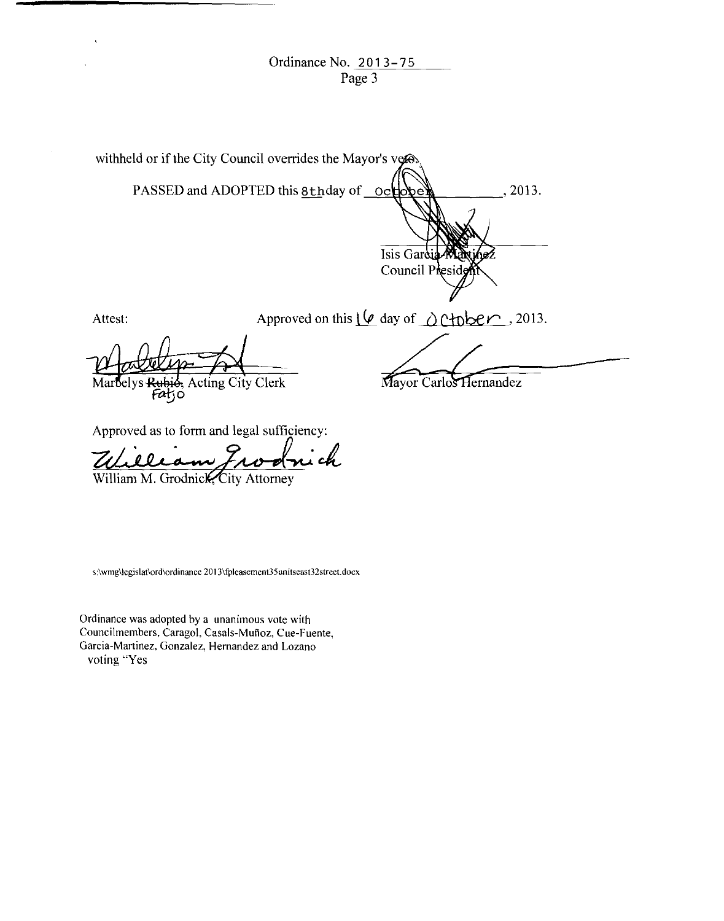Ordinance No. 2013-75

withheld or if the City Council overrides the Mayor's veto.

PASSED and ADOPTED this 8th day of October, 2013.

Isis Garcia-Martinez
Council President

Attest:

Approved on this 16 day of October, 2013.

Marbelys ~~Rubio~~ Fatjo, Acting City Clerk

Mayor Carlos Hernandez

Approved as to form and legal sufficiency:

William M. Grodnick, City Attorney

s:\wmg\legislat\ord\ordinance 2013\fpleasement35unitseast32street.docx

Ordinance was adopted by a unanimous vote with Councilmembers, Caragol, Casals-Muñoz, Cue-Fuente, Garcia-Martinez, Gonzalez, Hernandez and Lozano voting "Yes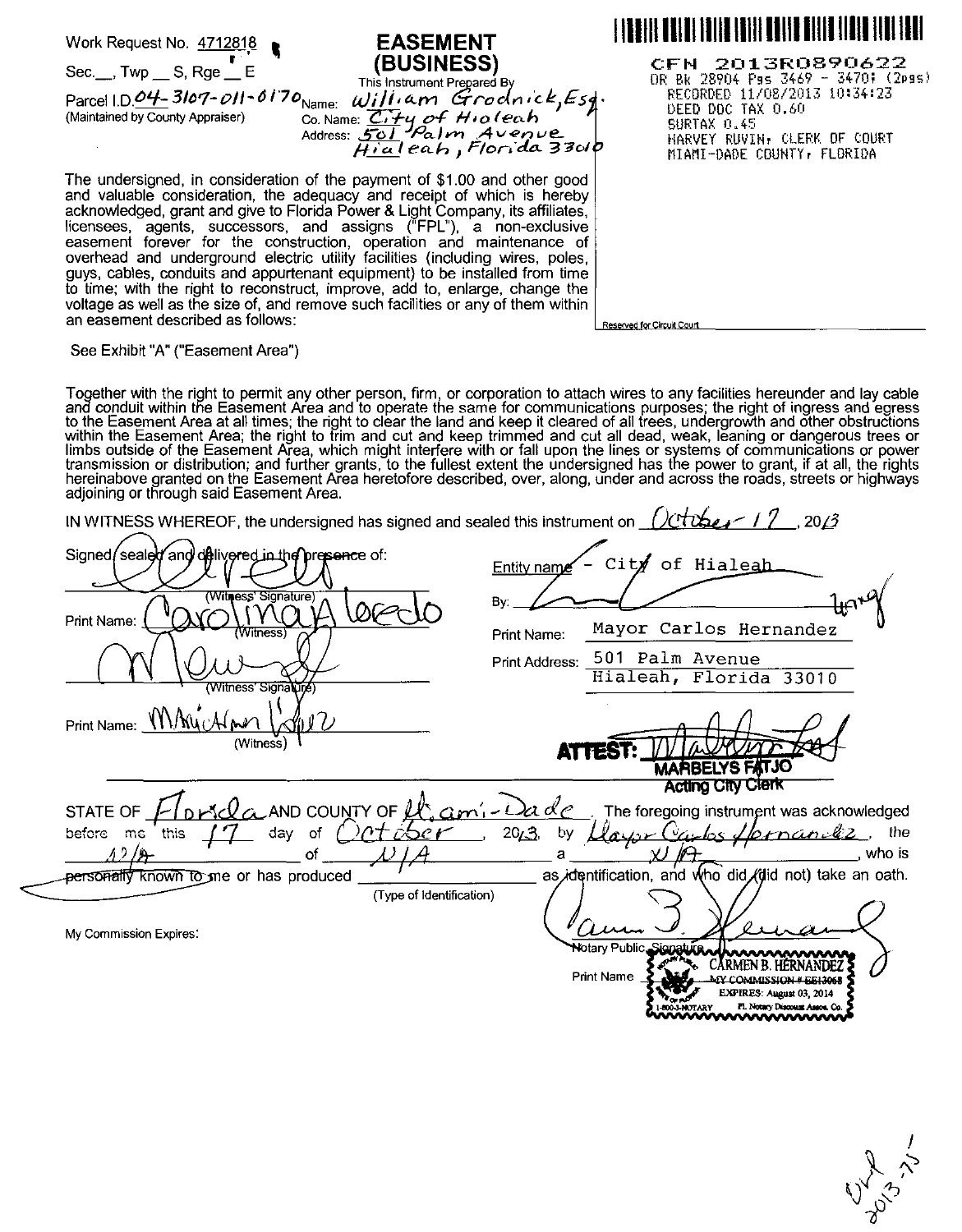Work Request No. 4712818

Sec.__, Twp __ S, Rge __ E

Parcel I.D. 04-3107-011-0170
(Maintained by County Appraiser)

# EASEMENT (BUSINESS)

This Instrument Prepared By
Name: William Grodnick, Esq.
Co. Name: City of Hialeah
Address: 501 Palm Avenue
Hialeah, Florida 33010

CFN 2013R0890622
OR Bk 28904 Pgs 3469 - 3470; (2pgs)
RECORDED 11/08/2013 10:34:23
DEED DOC TAX 0.60
SURTAX 0.45
HARVEY RUVIN, CLERK OF COURT
MIAMI-DADE COUNTY, FLORIDA

Reserved for Circuit Court

The undersigned, in consideration of the payment of $1.00 and other good and valuable consideration, the adequacy and receipt of which is hereby acknowledged, grant and give to Florida Power & Light Company, its affiliates, licensees, agents, successors, and assigns ("FPL"), a non-exclusive easement forever for the construction, operation and maintenance of overhead and underground electric utility facilities (including wires, poles, guys, cables, conduits and appurtenant equipment) to be installed from time to time; with the right to reconstruct, improve, add to, enlarge, change the voltage as well as the size of, and remove such facilities or any of them within an easement described as follows:

See Exhibit "A" ("Easement Area")

Together with the right to permit any other person, firm, or corporation to attach wires to any facilities hereunder and lay cable and conduit within the Easement Area and to operate the same for communications purposes; the right of ingress and egress to the Easement Area at all times; the right to clear the land and keep it cleared of all trees, undergrowth and other obstructions within the Easement Area; the right to trim and cut and keep trimmed and cut all dead, weak, leaning or dangerous trees or limbs outside of the Easement Area, which might interfere with or fall upon the lines or systems of communications or power transmission or distribution; and further grants, to the fullest extent the undersigned has the power to grant, if at all, the rights hereinabove granted on the Easement Area heretofore described, over, along, under and across the roads, streets or highways adjoining or through said Easement Area.

IN WITNESS WHEREOF, the undersigned has signed and sealed this instrument on October 17, 2013

Signed, sealed and delivered in the presence of:

_______________ (Witness' Signature)
Print Name: Carolina Toledo (Witness)

_______________ (Witness' Signature)
Print Name: Maricarmen Lopez (Witness)

Entity name - City of Hialeah

By: _______________

Print Name: Mayor Carlos Hernandez

Print Address: 501 Palm Avenue
Hialeah, Florida 33010

**ATTEST:** _______________
**MARBELYS FATJO**
**Acting City Clerk**

STATE OF Florida AND COUNTY OF Miami-Dade. The foregoing instrument was acknowledged before me this 17 day of October, 2013, by Mayor Carlos Hernandez, the N/A of N/A a N/A, who is ~~personally known to me~~ or has produced _______________ (Type of Identification) as identification, and who did (did not) take an oath.

My Commission Expires:

_______________
Notary Public, Signature

Print Name

CARMEN B. HERNANDEZ
MY COMMISSION # EE13068
EXPIRES: August 03, 2014
1-800-3-NOTARY FL Notary Discount Assoc. Co.

OLR 2013-75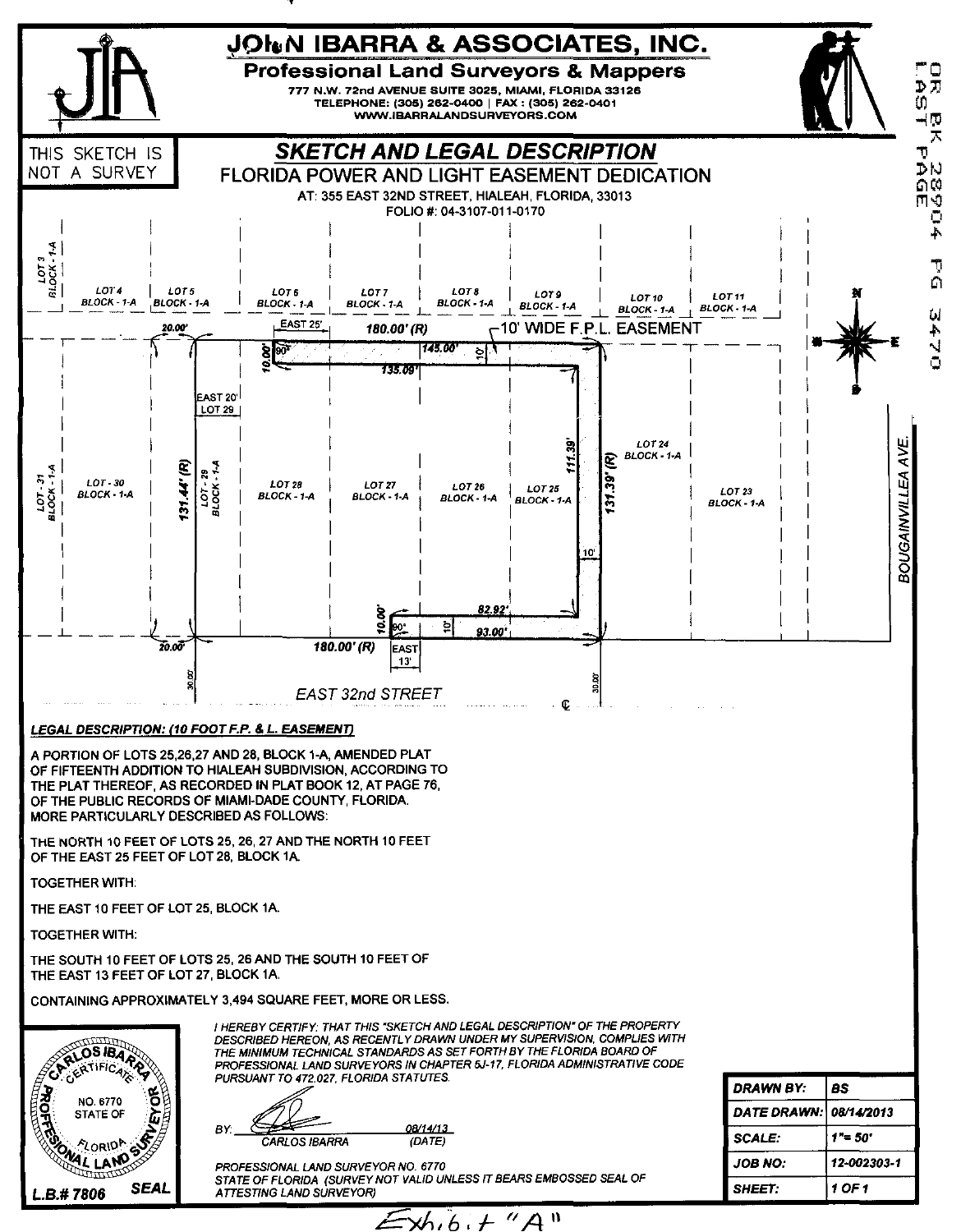# JOHN IBARRA & ASSOCIATES, INC.

**Professional Land Surveyors & Mappers**

777 N.W. 72nd AVENUE SUITE 3025, MIAMI, FLORIDA 33126
TELEPHONE: (305) 262-0400 | FAX : (305) 262-0401
WWW.IBARRALANDSURVEYORS.COM

OR BK 28904 PG 3470
LAST PAGE

THIS SKETCH IS NOT A SURVEY

## *SKETCH AND LEGAL DESCRIPTION*

### FLORIDA POWER AND LIGHT EASEMENT DEDICATION

AT: 355 EAST 32ND STREET, HIALEAH, FLORIDA, 33013
FOLIO #: 04-3107-011-0170

LOT 3 BLOCK - 1-A
LOT 4 BLOCK - 1-A
LOT 5 BLOCK - 1-A
LOT 6 BLOCK - 1-A
LOT 7 BLOCK - 1-A
LOT 8 BLOCK - 1-A
LOT 9 BLOCK - 1-A
LOT 10 BLOCK - 1-A
LOT 11 BLOCK - 1-A
20.00'
EAST 25'
180.00' (R)
10' WIDE F.P.L. EASEMENT
145.00'
10'
10.00'
90°
135.09'
EAST 20' LOT 29
LOT - 31 BLOCK - 1-A
LOT - 30 BLOCK - 1-A
131.44' (R)
LOT - 29 BLOCK - 1-A
LOT 28 BLOCK - 1-A
LOT 27 BLOCK - 1-A
LOT 26 BLOCK - 1-A
LOT 25 BLOCK - 1-A
111.39'
131.39' (R)
LOT 24 BLOCK - 1-A
LOT 23 BLOCK - 1-A
BOUGAINVILLEA AVE.
10'
10.00'
90°
82.92'
10'
93.00'
20.00'
180.00' (R)
EAST 13'
30.00'
30.00'
EAST 32nd STREET
℄

**LEGAL DESCRIPTION: (10 FOOT F.P. & L. EASEMENT)**

A PORTION OF LOTS 25,26,27 AND 28, BLOCK 1-A, AMENDED PLAT OF FIFTEENTH ADDITION TO HIALEAH SUBDIVISION, ACCORDING TO THE PLAT THEREOF, AS RECORDED IN PLAT BOOK 12, AT PAGE 76, OF THE PUBLIC RECORDS OF MIAMI-DADE COUNTY, FLORIDA. MORE PARTICULARLY DESCRIBED AS FOLLOWS:

THE NORTH 10 FEET OF LOTS 25, 26, 27 AND THE NORTH 10 FEET OF THE EAST 25 FEET OF LOT 28, BLOCK 1A.

TOGETHER WITH:

THE EAST 10 FEET OF LOT 25, BLOCK 1A.

TOGETHER WITH:

THE SOUTH 10 FEET OF LOTS 25, 26 AND THE SOUTH 10 FEET OF THE EAST 13 FEET OF LOT 27, BLOCK 1A.

CONTAINING APPROXIMATELY 3,494 SQUARE FEET, MORE OR LESS.

*I HEREBY CERTIFY: THAT THIS "SKETCH AND LEGAL DESCRIPTION" OF THE PROPERTY DESCRIBED HEREON, AS RECENTLY DRAWN UNDER MY SUPERVISION, COMPLIES WITH THE MINIMUM TECHNICAL STANDARDS AS SET FORTH BY THE FLORIDA BOARD OF PROFESSIONAL LAND SURVEYORS IN CHAPTER 5J-17, FLORIDA ADMINISTRATIVE CODE PURSUANT TO 472.027, FLORIDA STATUTES.*

BY: CARLOS IBARRA   08/14/13 (DATE)

*PROFESSIONAL LAND SURVEYOR NO. 6770*
*STATE OF FLORIDA (SURVEY NOT VALID UNLESS IT BEARS EMBOSSED SEAL OF ATTESTING LAND SURVEYOR)*

CARLOS IBARRA CERTIFICATE NO. 6770 STATE OF FLORIDA PROFESSIONAL LAND SURVEYOR

L.B.# 7806   SEAL

| | |
|---|---|
| **DRAWN BY:** | **BS** |
| **DATE DRAWN:** | **08/14/2013** |
| **SCALE:** | **1"= 50'** |
| **JOB NO:** | **12-002303-1** |
| **SHEET:** | **1 OF 1** |

Exhibit "A"